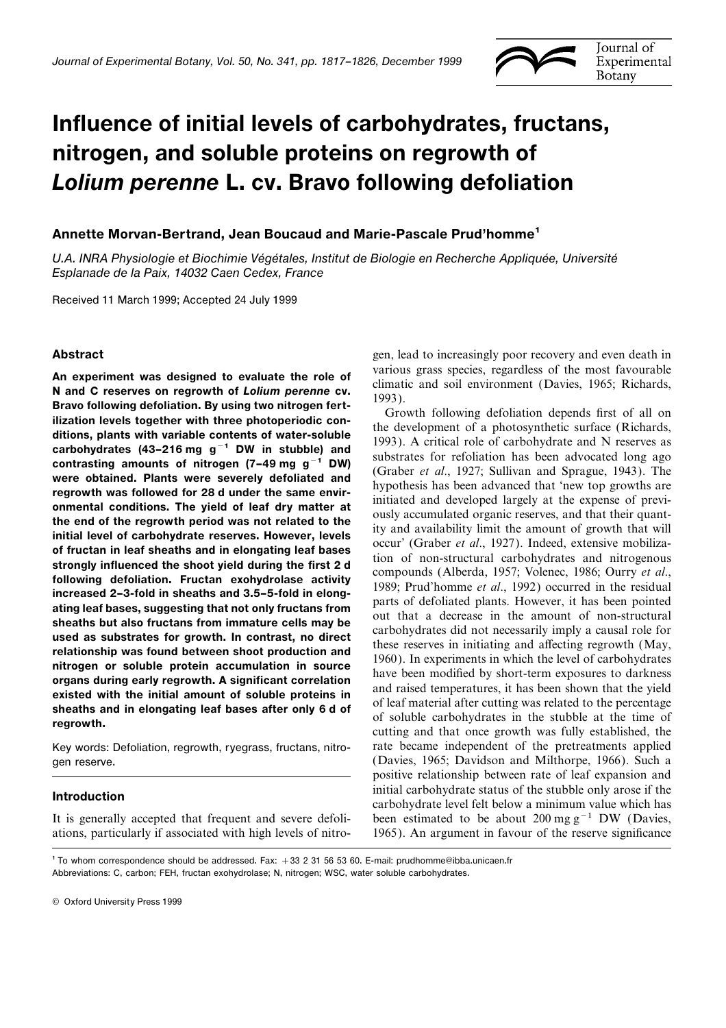# Influence of initial levels of carbohydrates, fructans, nitrogen, and soluble proteins on regrowth of *Lolium perenne* L. cv. Bravo following defoliation

**Annette Morvan-Bertrand, Jean Boucaud and Marie-Pascale Prud'homme**[1]

*U.A. INRA Physiologie et Biochimie Végétales, Institut de Biologie en Recherche Appliquée, Université Esplanade de la Paix, 14032 Caen Cedex, France*

Received 11 March 1999; Accepted 24 July 1999

## Abstract

**An experiment was designed to evaluate the role of N and C reserves on regrowth of *Lolium perenne* cv. Bravo following defoliation. By using two nitrogen fertilization levels together with three photoperiodic conditions, plants with variable contents of water-soluble carbohydrates (43–216 mg $g^{-1}$ DW in stubble) and contrasting amounts of nitrogen (7–49 mg $g^{-1}$ DW) were obtained. Plants were severely defoliated and regrowth was followed for 28 d under the same environmental conditions. The yield of leaf dry matter at the end of the regrowth period was not related to the initial level of carbohydrate reserves. However, levels of fructan in leaf sheaths and in elongating leaf bases strongly influenced the shoot yield during the first 2 d following defoliation. Fructan exohydrolase activity increased 2–3-fold in sheaths and 3.5–5-fold in elongating leaf bases, suggesting that not only fructans from sheaths but also fructans from immature cells may be used as substrates for growth. In contrast, no direct relationship was found between shoot production and nitrogen or soluble protein accumulation in source organs during early regrowth. A significant correlation existed with the initial amount of soluble proteins in sheaths and in elongating leaf bases after only 6 d of regrowth.**

Key words: Defoliation, regrowth, ryegrass, fructans, nitrogen reserve.

## Introduction

It is generally accepted that frequent and severe defoliations, particularly if associated with high levels of nitrogen, lead to increasingly poor recovery and even death in various grass species, regardless of the most favourable climatic and soil environment (Davies, 1965; Richards, 1993).

Growth following defoliation depends first of all on the development of a photosynthetic surface (Richards, 1993). A critical role of carbohydrate and N reserves as substrates for refoliation has been advocated long ago (Graber *et al*., 1927; Sullivan and Sprague, 1943). The hypothesis has been advanced that 'new top growths are initiated and developed largely at the expense of previously accumulated organic reserves, and that their quantity and availability limit the amount of growth that will occur' (Graber *et al*., 1927). Indeed, extensive mobilization of non-structural carbohydrates and nitrogenous compounds (Alberda, 1957; Volenec, 1986; Ourry *et al*., 1989; Prud'homme *et al*., 1992) occurred in the residual parts of defoliated plants. However, it has been pointed out that a decrease in the amount of non-structural carbohydrates did not necessarily imply a causal role for these reserves in initiating and affecting regrowth (May, 1960). In experiments in which the level of carbohydrates have been modified by short-term exposures to darkness and raised temperatures, it has been shown that the yield of leaf material after cutting was related to the percentage of soluble carbohydrates in the stubble at the time of cutting and that once growth was fully established, the rate became independent of the pretreatments applied (Davies, 1965; Davidson and Milthorpe, 1966). Such a positive relationship between rate of leaf expansion and initial carbohydrate status of the stubble only arose if the carbohydrate level felt below a minimum value which has been estimated to be about 200 mg $g^{-1}$ DW (Davies, 1965). An argument in favour of the reserve significance

[1] To whom correspondence should be addressed. Fax: +33 2 31 56 53 60. E-mail: prudhomme@ibba.unicaen.fr
Abbreviations: C, carbon; FEH, fructan exohydrolase; N, nitrogen; WSC, water soluble carbohydrates.

© Oxford University Press 1999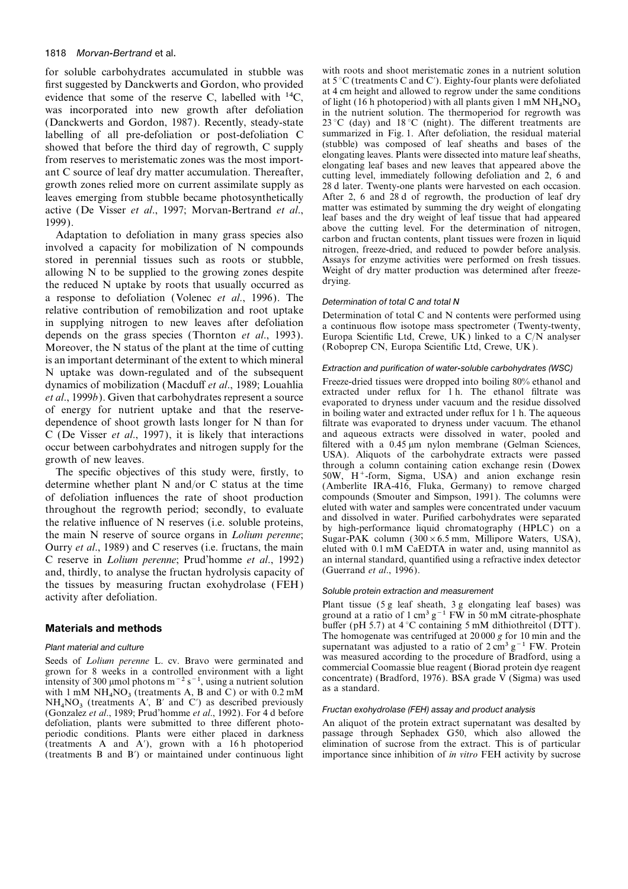for soluble carbohydrates accumulated in stubble was first suggested by Danckwerts and Gordon, who provided evidence that some of the reserve C, labelled with $^{14}$C, was incorporated into new growth after defoliation (Danckwerts and Gordon, 1987). Recently, steady-state labelling of all pre-defoliation or post-defoliation C showed that before the third day of regrowth, C supply from reserves to meristematic zones was the most important C source of leaf dry matter accumulation. Thereafter, growth zones relied more on current assimilate supply as leaves emerging from stubble became photosynthetically active (De Visser *et al*., 1997; Morvan-Bertrand *et al*., 1999).

Adaptation to defoliation in many grass species also involved a capacity for mobilization of N compounds stored in perennial tissues such as roots or stubble, allowing N to be supplied to the growing zones despite the reduced N uptake by roots that usually occurred as a response to defoliation (Volenec *et al*., 1996). The relative contribution of remobilization and root uptake in supplying nitrogen to new leaves after defoliation depends on the grass species (Thornton *et al*., 1993). Moreover, the N status of the plant at the time of cutting is an important determinant of the extent to which mineral N uptake was down-regulated and of the subsequent dynamics of mobilization (Macduff *et al*., 1989; Louahlia *et al*., 1999*b*). Given that carbohydrates represent a source of energy for nutrient uptake and that the reserve-dependence of shoot growth lasts longer for N than for C (De Visser *et al*., 1997), it is likely that interactions occur between carbohydrates and nitrogen supply for the growth of new leaves.

The specific objectives of this study were, firstly, to determine whether plant N and/or C status at the time of defoliation influences the rate of shoot production throughout the regrowth period; secondly, to evaluate the relative influence of N reserves (i.e. soluble proteins, the main N reserve of source organs in *Lolium perenne*; Ourry *et al*., 1989) and C reserves (i.e. fructans, the main C reserve in *Lolium perenne*; Prud'homme *et al*., 1992) and, thirdly, to analyse the fructan hydrolysis capacity of the tissues by measuring fructan exohydrolase (FEH) activity after defoliation.

## Materials and methods

### Plant material and culture

Seeds of *Lolium perenne* L. cv. Bravo were germinated and grown for 8 weeks in a controlled environment with a light intensity of 300 μmol photons $m^{-2}$ $s^{-1}$, using a nutrient solution with 1 mM $NH_4NO_3$ (treatments A, B and C) or with 0.2 mM $NH_4NO_3$ (treatments A′, B′ and C′) as described previously (Gonzalez *et al*., 1989; Prud'homme *et al*., 1992). For 4 d before defoliation, plants were submitted to three different photoperiodic conditions. Plants were either placed in darkness (treatments A and A′), grown with a 16 h photoperiod (treatments B and B′) or maintained under continuous light with roots and shoot meristematic zones in a nutrient solution at 5 °C (treatments C and C′). Eighty-four plants were defoliated at 4 cm height and allowed to regrow under the same conditions of light (16 h photoperiod) with all plants given 1 mM $NH_4NO_3$ in the nutrient solution. The thermoperiod for regrowth was 23 °C (day) and 18 °C (night). The different treatments are summarized in Fig. 1. After defoliation, the residual material (stubble) was composed of leaf sheaths and bases of the elongating leaves. Plants were dissected into mature leaf sheaths, elongating leaf bases and new leaves that appeared above the cutting level, immediately following defoliation and 2, 6 and 28 d later. Twenty-one plants were harvested on each occasion. After 2, 6 and 28 d of regrowth, the production of leaf dry matter was estimated by summing the dry weight of elongating leaf bases and the dry weight of leaf tissue that had appeared above the cutting level. For the determination of nitrogen, carbon and fructan contents, plant tissues were frozen in liquid nitrogen, freeze-dried, and reduced to powder before analysis. Assays for enzyme activities were performed on fresh tissues. Weight of dry matter production was determined after freeze-drying.

### Determination of total C and total N

Determination of total C and N contents were performed using a continuous flow isotope mass spectrometer (Twenty-twenty, Europa Scientific Ltd, Crewe, UK) linked to a C/N analyser (Roboprep CN, Europa Scientific Ltd, Crewe, UK).

### Extraction and purification of water-soluble carbohydrates (WSC)

Freeze-dried tissues were dropped into boiling 80% ethanol and extracted under reflux for 1 h. The ethanol filtrate was evaporated to dryness under vacuum and the residue dissolved in boiling water and extracted under reflux for 1 h. The aqueous filtrate was evaporated to dryness under vacuum. The ethanol and aqueous extracts were dissolved in water, pooled and filtered with a 0.45 μm nylon membrane (Gelman Sciences, USA). Aliquots of the carbohydrate extracts were passed through a column containing cation exchange resin (Dowex 50W, $H^+$-form, Sigma, USA) and anion exchange resin (Amberlite IRA-416, Fluka, Germany) to remove charged compounds (Smouter and Simpson, 1991). The columns were eluted with water and samples were concentrated under vacuum and dissolved in water. Purified carbohydrates were separated by high-performance liquid chromatography (HPLC) on a Sugar-PAK column (300 × 6.5 mm, Millipore Waters, USA), eluted with 0.1 mM CaEDTA in water and, using mannitol as an internal standard, quantified using a refractive index detector (Guerrand *et al*., 1996).

### Soluble protein extraction and measurement

Plant tissue (5 g leaf sheath, 3 g elongating leaf bases) was ground at a ratio of 1 $cm^3$ $g^{-1}$ FW in 50 mM citrate-phosphate buffer (pH 5.7) at 4 °C containing 5 mM dithiothreitol (DTT). The homogenate was centrifuged at 20 000 *g* for 10 min and the supernatant was adjusted to a ratio of 2 $cm^3$ $g^{-1}$ FW. Protein was measured according to the procedure of Bradford, using a commercial Coomassie blue reagent (Biorad protein dye reagent concentrate) (Bradford, 1976). BSA grade V (Sigma) was used as a standard.

### Fructan exohydrolase (FEH) assay and product analysis

An aliquot of the protein extract supernatant was desalted by passage through Sephadex G50, which also allowed the elimination of sucrose from the extract. This is of particular importance since inhibition of *in vitro* FEH activity by sucrose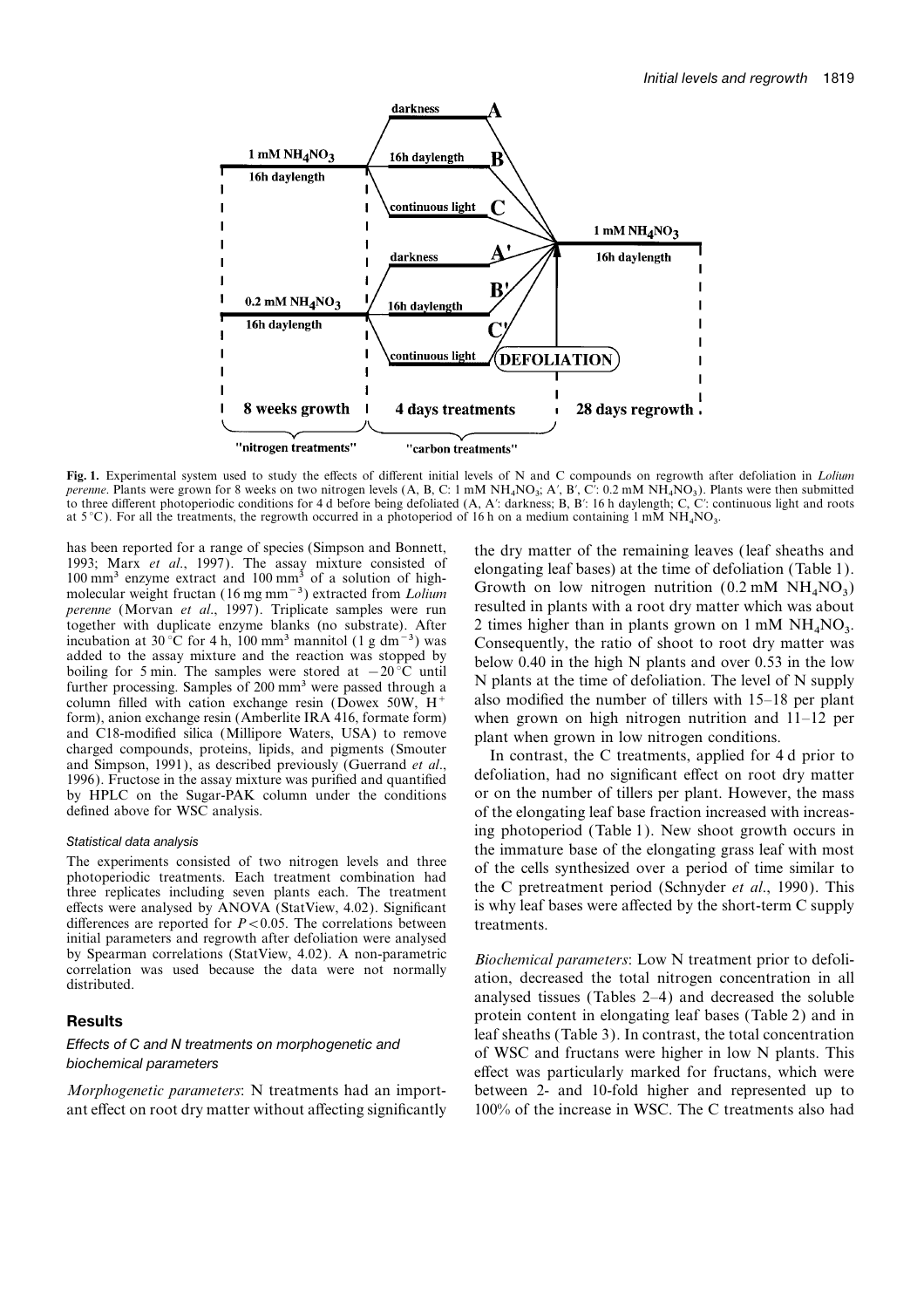**Fig. 1.** Experimental system used to study the effects of different initial levels of N and C compounds on regrowth after defoliation in *Lolium perenne*. Plants were grown for 8 weeks on two nitrogen levels (A, B, C: 1 mM $NH_4NO_3$; A′, B′, C′: 0.2 mM $NH_4NO_3$). Plants were then submitted to three different photoperiodic conditions for 4 d before being defoliated (A, A′: darkness; B, B′: 16 h daylength; C, C′: continuous light and roots at 5 °C). For all the treatments, the regrowth occurred in a photoperiod of 16 h on a medium containing 1 mM $NH_4NO_3$.

has been reported for a range of species (Simpson and Bonnett, 1993; Marx *et al*., 1997). The assay mixture consisted of 100 $mm^3$ enzyme extract and 100 $mm^3$ of a solution of high-molecular weight fructan (16 mg $mm^{-3}$) extracted from *Lolium perenne* (Morvan *et al*., 1997). Triplicate samples were run together with duplicate enzyme blanks (no substrate). After incubation at 30 °C for 4 h, 100 $mm^3$ mannitol (1 g $dm^{-3}$) was added to the assay mixture and the reaction was stopped by boiling for 5 min. The samples were stored at −20 °C until further processing. Samples of 200 $mm^3$ were passed through a column filled with cation exchange resin (Dowex 50W, $H^+$ form), anion exchange resin (Amberlite IRA 416, formate form) and C18-modified silica (Millipore Waters, USA) to remove charged compounds, proteins, lipids, and pigments (Smouter and Simpson, 1991), as described previously (Guerrand *et al*., 1996). Fructose in the assay mixture was purified and quantified by HPLC on the Sugar-PAK column under the conditions defined above for WSC analysis.

### Statistical data analysis

The experiments consisted of two nitrogen levels and three photoperiodic treatments. Each treatment combination had three replicates including seven plants each. The treatment effects were analysed by ANOVA (StatView, 4.02). Significant differences are reported for $P < 0.05$. The correlations between initial parameters and regrowth after defoliation were analysed by Spearman correlations (StatView, 4.02). A non-parametric correlation was used because the data were not normally distributed.

## Results

### Effects of C and N treatments on morphogenetic and biochemical parameters

*Morphogenetic parameters*: N treatments had an important effect on root dry matter without affecting significantly the dry matter of the remaining leaves (leaf sheaths and elongating leaf bases) at the time of defoliation (Table 1). Growth on low nitrogen nutrition (0.2 mM $NH_4NO_3$) resulted in plants with a root dry matter which was about 2 times higher than in plants grown on 1 mM $NH_4NO_3$. Consequently, the ratio of shoot to root dry matter was below 0.40 in the high N plants and over 0.53 in the low N plants at the time of defoliation. The level of N supply also modified the number of tillers with 15–18 per plant when grown on high nitrogen nutrition and 11–12 per plant when grown in low nitrogen conditions.

In contrast, the C treatments, applied for 4 d prior to defoliation, had no significant effect on root dry matter or on the number of tillers per plant. However, the mass of the elongating leaf base fraction increased with increasing photoperiod (Table 1). New shoot growth occurs in the immature base of the elongating grass leaf with most of the cells synthesized over a period of time similar to the C pretreatment period (Schnyder *et al*., 1990). This is why leaf bases were affected by the short-term C supply treatments.

*Biochemical parameters*: Low N treatment prior to defoliation, decreased the total nitrogen concentration in all analysed tissues (Tables 2–4) and decreased the soluble protein content in elongating leaf bases (Table 2) and in leaf sheaths (Table 3). In contrast, the total concentration of WSC and fructans were higher in low N plants. This effect was particularly marked for fructans, which were between 2- and 10-fold higher and represented up to 100% of the increase in WSC. The C treatments also had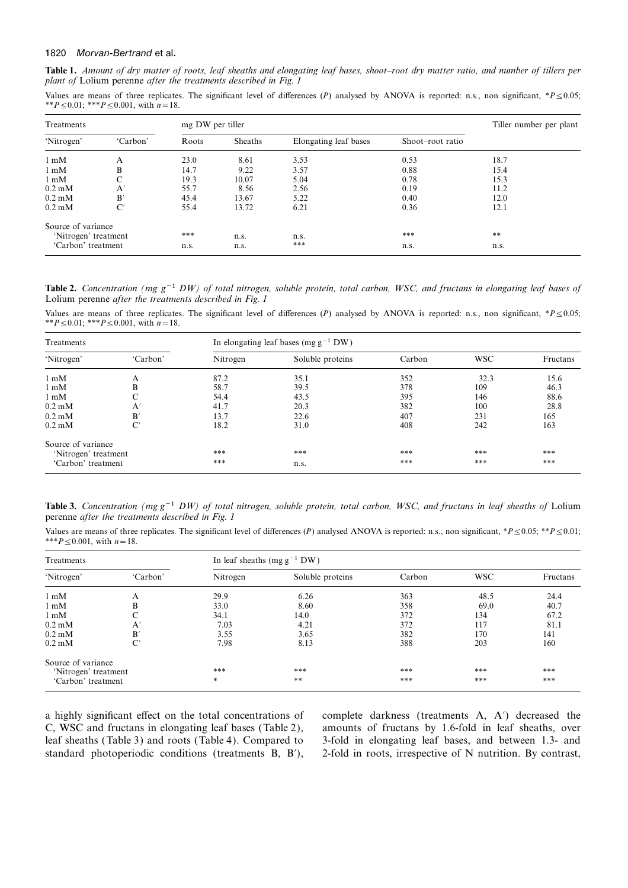**Table 1.** *Amount of dry matter of roots, leaf sheaths and elongating leaf bases, shoot–root dry matter ratio, and number of tillers per plant of* Lolium perenne *after the treatments described in Fig. 1*

Values are means of three replicates. The significant level of differences (*P*) analysed by ANOVA is reported: n.s., non significant, \*$P \leq 0.05$; \*\*$P \leq 0.01$; \*\*\*$P \leq 0.001$, with $n = 18$.

| Treatments | | mg DW per tiller | | | | Tiller number per plant |
|---|---|---|---|---|---|---|
| 'Nitrogen' | 'Carbon' | Roots | Sheaths | Elongating leaf bases | Shoot–root ratio | |
| 1 mM | A | 23.0 | 8.61 | 3.53 | 0.53 | 18.7 |
| 1 mM | B | 14.7 | 9.22 | 3.57 | 0.88 | 15.4 |
| 1 mM | C | 19.3 | 10.07 | 5.04 | 0.78 | 15.3 |
| 0.2 mM | A′ | 55.7 | 8.56 | 2.56 | 0.19 | 11.2 |
| 0.2 mM | B′ | 45.4 | 13.67 | 5.22 | 0.40 | 12.0 |
| 0.2 mM | C′ | 55.4 | 13.72 | 6.21 | 0.36 | 12.1 |
| Source of variance | | | | | | |
| 'Nitrogen' treatment | | *** | n.s. | n.s. | *** | ** |
| 'Carbon' treatment | | n.s. | n.s. | *** | n.s. | n.s. |

**Table 2.** *Concentration (mg g$^{-1}$ DW) of total nitrogen, soluble protein, total carbon, WSC, and fructans in elongating leaf bases of* Lolium perenne *after the treatments described in Fig. 1*

Values are means of three replicates. The significant level of differences (*P*) analysed by ANOVA is reported: n.s., non significant, \*$P \leq 0.05$; \*\*$P \leq 0.01$; \*\*\*$P \leq 0.001$, with $n = 18$.

| Treatments | | In elongating leaf bases (mg g$^{-1}$ DW) | | | | |
|---|---|---|---|---|---|---|
| 'Nitrogen' | 'Carbon' | Nitrogen | Soluble proteins | Carbon | WSC | Fructans |
| 1 mM | A | 87.2 | 35.1 | 352 | 32.3 | 15.6 |
| 1 mM | B | 58.7 | 39.5 | 378 | 109 | 46.3 |
| 1 mM | C | 54.4 | 43.5 | 395 | 146 | 88.6 |
| 0.2 mM | A′ | 41.7 | 20.3 | 382 | 100 | 28.8 |
| 0.2 mM | B′ | 13.7 | 22.6 | 407 | 231 | 165 |
| 0.2 mM | C′ | 18.2 | 31.0 | 408 | 242 | 163 |
| Source of variance | | | | | | |
| 'Nitrogen' treatment | | *** | *** | *** | *** | *** |
| 'Carbon' treatment | | *** | n.s. | *** | *** | *** |

**Table 3.** *Concentration (mg g$^{-1}$ DW) of total nitrogen, soluble protein, total carbon, WSC, and fructans in leaf sheaths of* Lolium perenne *after the treatments described in Fig. 1*

Values are means of three replicates. The significant level of differences (*P*) analysed ANOVA is reported: n.s., non significant, \*$P \leq 0.05$; \*\*$P \leq 0.01$; \*\*\*$P \leq 0.001$, with $n = 18$.

| Treatments | | In leaf sheaths (mg g$^{-1}$ DW) | | | | |
|---|---|---|---|---|---|---|
| 'Nitrogen' | 'Carbon' | Nitrogen | Soluble proteins | Carbon | WSC | Fructans |
| 1 mM | A | 29.9 | 6.26 | 363 | 48.5 | 24.4 |
| 1 mM | B | 33.0 | 8.60 | 358 | 69.0 | 40.7 |
| 1 mM | C | 34.1 | 14.0 | 372 | 134 | 67.2 |
| 0.2 mM | A′ | 7.03 | 4.21 | 372 | 117 | 81.1 |
| 0.2 mM | B′ | 3.55 | 3.65 | 382 | 170 | 141 |
| 0.2 mM | C′ | 7.98 | 8.13 | 388 | 203 | 160 |
| Source of variance | | | | | | |
| 'Nitrogen' treatment | | *** | *** | *** | *** | *** |
| 'Carbon' treatment | | * | ** | *** | *** | *** |

a highly significant effect on the total concentrations of C, WSC and fructans in elongating leaf bases (Table 2), leaf sheaths (Table 3) and roots (Table 4). Compared to standard photoperiodic conditions (treatments B, B′), complete darkness (treatments A, A′) decreased the amounts of fructans by 1.6-fold in leaf sheaths, over 3-fold in elongating leaf bases, and between 1.3- and 2-fold in roots, irrespective of N nutrition. By contrast,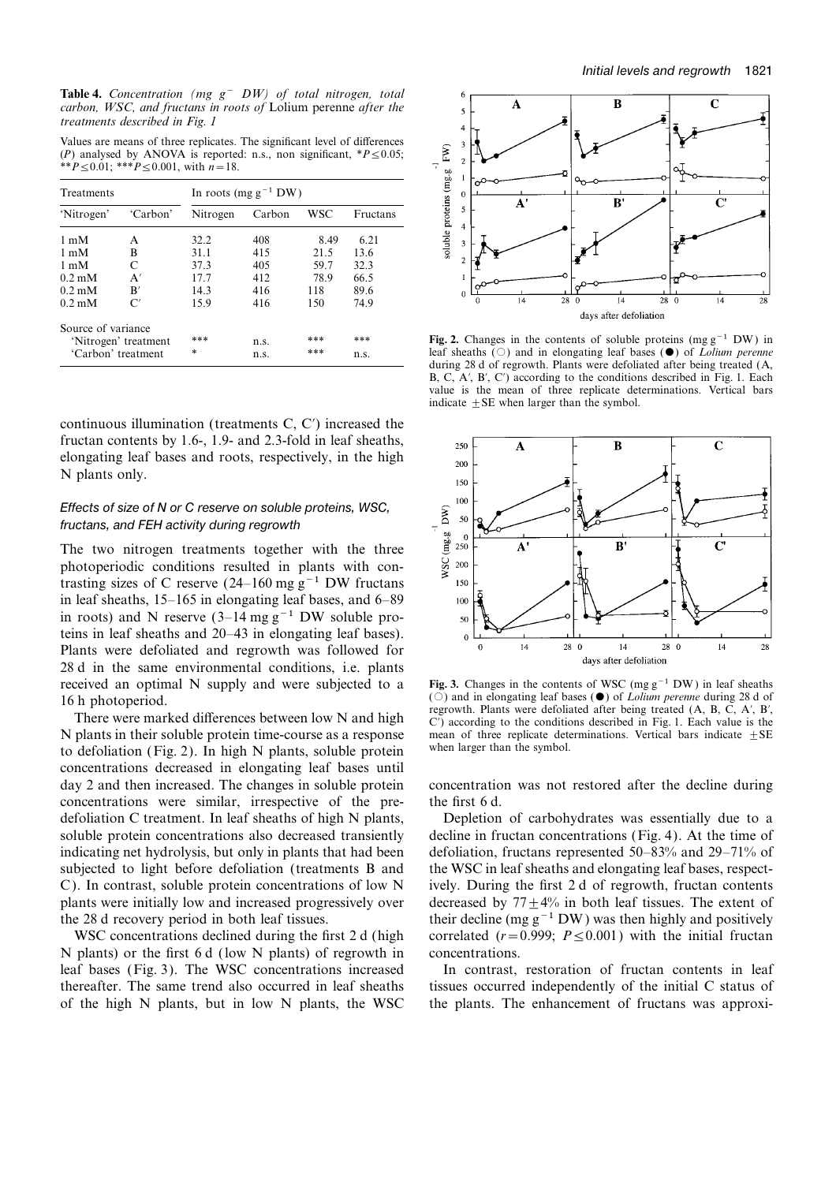**Table 4.** *Concentration (mg g⁻ DW) of total nitrogen, total carbon, WSC, and fructans in roots of* Lolium perenne *after the treatments described in Fig. 1*

Values are means of three replicates. The significant level of differences (*P*) analysed by ANOVA is reported: n.s., non significant, $*P \leq 0.05$; $**P \leq 0.01$; $***P \leq 0.001$, with $n = 18$.

| Treatments | | In roots (mg $g^{-1}$ DW) | | | |
|---|---|---|---|---|---|
| 'Nitrogen' | 'Carbon' | Nitrogen | Carbon | WSC | Fructans |
| 1 mM | A | 32.2 | 408 | 8.49 | 6.21 |
| 1 mM | B | 31.1 | 415 | 21.5 | 13.6 |
| 1 mM | C | 37.3 | 405 | 59.7 | 32.3 |
| 0.2 mM | A′ | 17.7 | 412 | 78.9 | 66.5 |
| 0.2 mM | B′ | 14.3 | 416 | 118 | 89.6 |
| 0.2 mM | C′ | 15.9 | 416 | 150 | 74.9 |
| Source of variance | | | | | |
| 'Nitrogen' treatment | | *** | n.s. | *** | *** |
| 'Carbon' treatment | | * | n.s. | *** | n.s. |

continuous illumination (treatments C, C′) increased the fructan contents by 1.6-, 1.9- and 2.3-fold in leaf sheaths, elongating leaf bases and roots, respectively, in the high N plants only.

### *Effects of size of N or C reserve on soluble proteins, WSC, fructans, and FEH activity during regrowth*

The two nitrogen treatments together with the three photoperiodic conditions resulted in plants with contrasting sizes of C reserve (24–160 mg $g^{-1}$ DW fructans in leaf sheaths, 15–165 in elongating leaf bases, and 6–89 in roots) and N reserve (3–14 mg $g^{-1}$ DW soluble proteins in leaf sheaths and 20–43 in elongating leaf bases). Plants were defoliated and regrowth was followed for 28 d in the same environmental conditions, i.e. plants received an optimal N supply and were subjected to a 16 h photoperiod.

There were marked differences between low N and high N plants in their soluble protein time-course as a response to defoliation (Fig. 2). In high N plants, soluble protein concentrations decreased in elongating leaf bases until day 2 and then increased. The changes in soluble protein concentrations were similar, irrespective of the pre-defoliation C treatment. In leaf sheaths of high N plants, soluble protein concentrations also decreased transiently indicating net hydrolysis, but only in plants that had been subjected to light before defoliation (treatments B and C). In contrast, soluble protein concentrations of low N plants were initially low and increased progressively over the 28 d recovery period in both leaf tissues.

WSC concentrations declined during the first 2 d (high N plants) or the first 6 d (low N plants) of regrowth in leaf bases (Fig. 3). The WSC concentrations increased thereafter. The same trend also occurred in leaf sheaths of the high N plants, but in low N plants, the WSC concentration was not restored after the decline during the first 6 d.

**Fig. 2.** Changes in the contents of soluble proteins (mg $g^{-1}$ DW) in leaf sheaths (○) and in elongating leaf bases (●) of *Lolium perenne* during 28 d of regrowth. Plants were defoliated after being treated (A, B, C, A′, B′, C′) according to the conditions described in Fig. 1. Each value is the mean of three replicate determinations. Vertical bars indicate ±SE when larger than the symbol.

**Fig. 3.** Changes in the contents of WSC (mg $g^{-1}$ DW) in leaf sheaths (○) and in elongating leaf bases (●) of *Lolium perenne* during 28 d of regrowth. Plants were defoliated after being treated (A, B, C, A′, B′, C′) according to the conditions described in Fig. 1. Each value is the mean of three replicate determinations. Vertical bars indicate ±SE when larger than the symbol.

Depletion of carbohydrates was essentially due to a decline in fructan concentrations (Fig. 4). At the time of defoliation, fructans represented 50–83% and 29–71% of the WSC in leaf sheaths and elongating leaf bases, respectively. During the first 2 d of regrowth, fructan contents decreased by 77±4% in both leaf tissues. The extent of their decline (mg $g^{-1}$ DW) was then highly and positively correlated ($r = 0.999$; $P \leq 0.001$) with the initial fructan concentrations.

In contrast, restoration of fructan contents in leaf tissues occurred independently of the initial C status of the plants. The enhancement of fructans was approxi-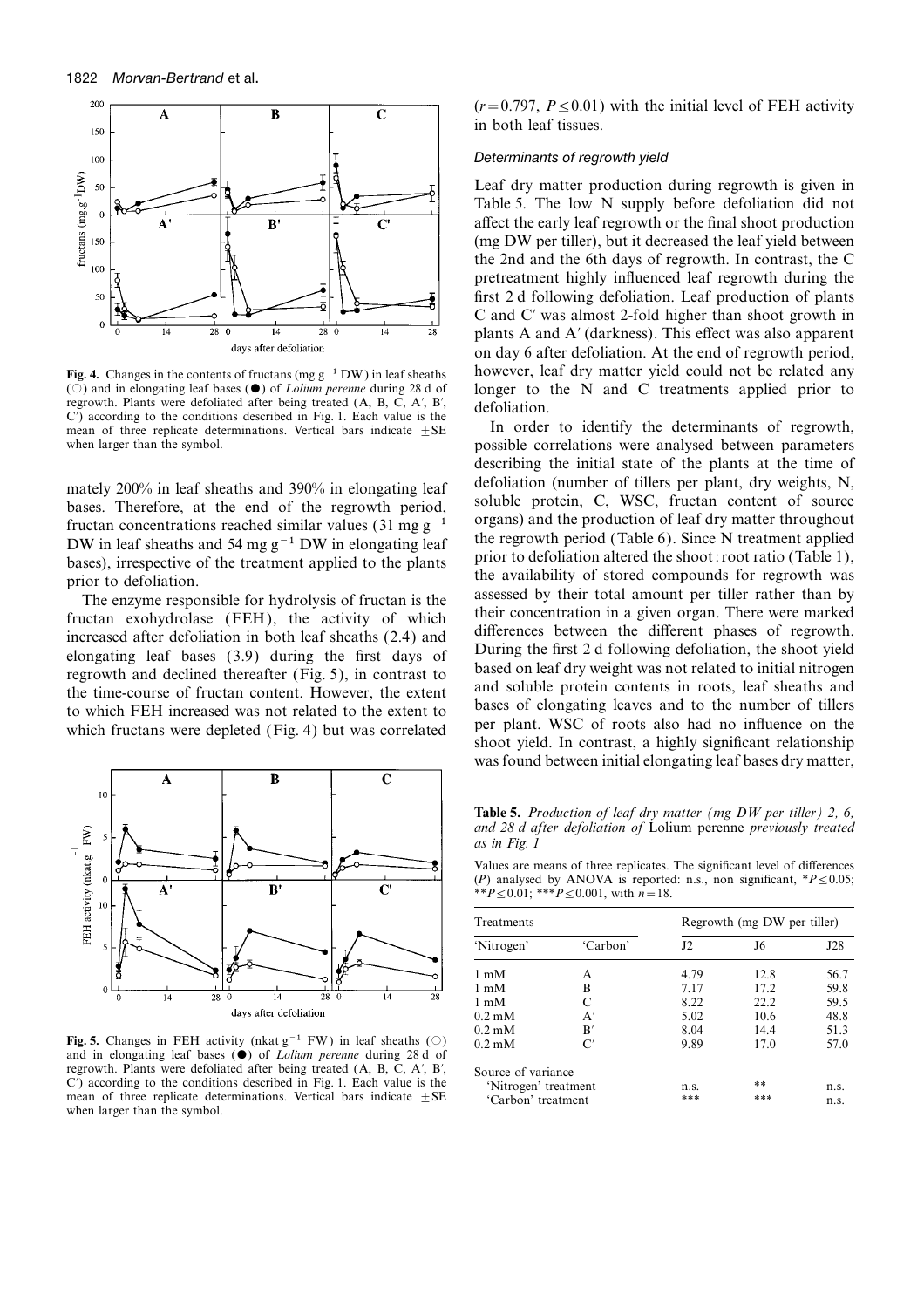Fig. 4. Changes in the contents of fructans (mg $g^{-1}$ DW) in leaf sheaths (○) and in elongating leaf bases (●) of *Lolium perenne* during 28 d of regrowth. Plants were defoliated after being treated (A, B, C, A′, B′, C′) according to the conditions described in Fig. 1. Each value is the mean of three replicate determinations. Vertical bars indicate ±SE when larger than the symbol.

mately 200% in leaf sheaths and 390% in elongating leaf bases. Therefore, at the end of the regrowth period, fructan concentrations reached similar values (31 mg $g^{-1}$ DW in leaf sheaths and 54 mg $g^{-1}$ DW in elongating leaf bases), irrespective of the treatment applied to the plants prior to defoliation.

The enzyme responsible for hydrolysis of fructan is the fructan exohydrolase (FEH), the activity of which increased after defoliation in both leaf sheaths (2.4) and elongating leaf bases (3.9) during the first days of regrowth and declined thereafter (Fig. 5), in contrast to the time-course of fructan content. However, the extent to which FEH increased was not related to the extent to which fructans were depleted (Fig. 4) but was correlated

Fig. 5. Changes in FEH activity (nkat $g^{-1}$ FW) in leaf sheaths (○) and in elongating leaf bases (●) of *Lolium perenne* during 28 d of regrowth. Plants were defoliated after being treated (A, B, C, A′, B′, C′) according to the conditions described in Fig. 1. Each value is the mean of three replicate determinations. Vertical bars indicate ±SE when larger than the symbol.

($r = 0.797$, $P \leq 0.01$) with the initial level of FEH activity in both leaf tissues.

### Determinants of regrowth yield

Leaf dry matter production during regrowth is given in Table 5. The low N supply before defoliation did not affect the early leaf regrowth or the final shoot production (mg DW per tiller), but it decreased the leaf yield between the 2nd and the 6th days of regrowth. In contrast, the C pretreatment highly influenced leaf regrowth during the first 2 d following defoliation. Leaf production of plants C and C′ was almost 2-fold higher than shoot growth in plants A and A′ (darkness). This effect was also apparent on day 6 after defoliation. At the end of regrowth period, however, leaf dry matter yield could not be related any longer to the N and C treatments applied prior to defoliation.

In order to identify the determinants of regrowth, possible correlations were analysed between parameters describing the initial state of the plants at the time of defoliation (number of tillers per plant, dry weights, N, soluble protein, C, WSC, fructan content of source organs) and the production of leaf dry matter throughout the regrowth period (Table 6). Since N treatment applied prior to defoliation altered the shoot : root ratio (Table 1), the availability of stored compounds for regrowth was assessed by their total amount per tiller rather than by their concentration in a given organ. There were marked differences between the different phases of regrowth. During the first 2 d following defoliation, the shoot yield based on leaf dry weight was not related to initial nitrogen and soluble protein contents in roots, leaf sheaths and bases of elongating leaves and to the number of tillers per plant. WSC of roots also had no influence on the shoot yield. In contrast, a highly significant relationship was found between initial elongating leaf bases dry matter,

**Table 5.** *Production of leaf dry matter (mg DW per tiller) 2, 6, and 28 d after defoliation of* Lolium perenne *previously treated as in Fig. 1*

Values are means of three replicates. The significant level of differences ($P$) analysed by ANOVA is reported: n.s., non significant, *$P \leq 0.05$; **$P \leq 0.01$; ***$P \leq 0.001$, with $n = 18$.

| Treatments | | Regrowth (mg DW per tiller) | | |
|---|---|---|---|---|
| 'Nitrogen' | 'Carbon' | J2 | J6 | J28 |
| 1 mM | A | 4.79 | 12.8 | 56.7 |
| 1 mM | B | 7.17 | 17.2 | 59.8 |
| 1 mM | C | 8.22 | 22.2 | 59.5 |
| 0.2 mM | A′ | 5.02 | 10.6 | 48.8 |
| 0.2 mM | B′ | 8.04 | 14.4 | 51.3 |
| 0.2 mM | C′ | 9.89 | 17.0 | 57.0 |
| Source of variance | | | | |
| 'Nitrogen' treatment | | n.s. | ** | n.s. |
| 'Carbon' treatment | | *** | *** | n.s. |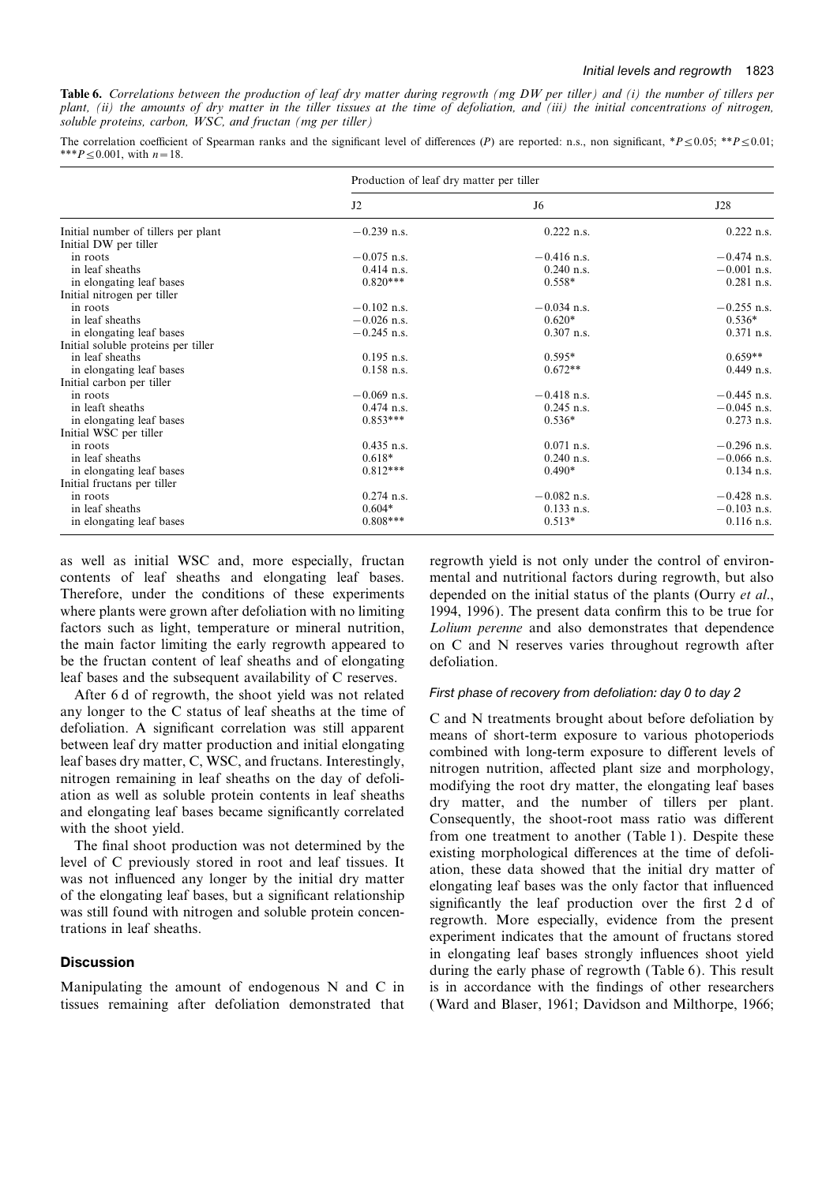**Table 6.** *Correlations between the production of leaf dry matter during regrowth (mg DW per tiller) and (i) the number of tillers per plant, (ii) the amounts of dry matter in the tiller tissues at the time of defoliation, and (iii) the initial concentrations of nitrogen, soluble proteins, carbon, WSC, and fructan (mg per tiller)*

The correlation coefficient of Spearman ranks and the significant level of differences (*P*) are reported: n.s., non significant, $^*P \leq 0.05$; $^{**}P \leq 0.01$; $^{***}P \leq 0.001$, with $n = 18$.

| | Production of leaf dry matter per tiller | | |
|---|---|---|---|
| | J2 | J6 | J28 |
| Initial number of tillers per plant | −0.239 n.s. | 0.222 n.s. | 0.222 n.s. |
| Initial DW per tiller | | | |
| in roots | −0.075 n.s. | −0.416 n.s. | −0.474 n.s. |
| in leaf sheaths | 0.414 n.s. | 0.240 n.s. | −0.001 n.s. |
| in elongating leaf bases | 0.820*** | 0.558* | 0.281 n.s. |
| Initial nitrogen per tiller | | | |
| in roots | −0.102 n.s. | −0.034 n.s. | −0.255 n.s. |
| in leaf sheaths | −0.026 n.s. | 0.620* | 0.536* |
| in elongating leaf bases | −0.245 n.s. | 0.307 n.s. | 0.371 n.s. |
| Initial soluble proteins per tiller | | | |
| in leaf sheaths | 0.195 n.s. | 0.595* | 0.659** |
| in elongating leaf bases | 0.158 n.s. | 0.672** | 0.449 n.s. |
| Initial carbon per tiller | | | |
| in roots | −0.069 n.s. | −0.418 n.s. | −0.445 n.s. |
| in leaft sheaths | 0.474 n.s. | 0.245 n.s. | −0.045 n.s. |
| in elongating leaf bases | 0.853*** | 0.536* | 0.273 n.s. |
| Initial WSC per tiller | | | |
| in roots | 0.435 n.s. | 0.071 n.s. | −0.296 n.s. |
| in leaf sheaths | 0.618* | 0.240 n.s. | −0.066 n.s. |
| in elongating leaf bases | 0.812*** | 0.490* | 0.134 n.s. |
| Initial fructans per tiller | | | |
| in roots | 0.274 n.s. | −0.082 n.s. | −0.428 n.s. |
| in leaf sheaths | 0.604* | 0.133 n.s. | −0.103 n.s. |
| in elongating leaf bases | 0.808*** | 0.513* | 0.116 n.s. |

as well as initial WSC and, more especially, fructan contents of leaf sheaths and elongating leaf bases. Therefore, under the conditions of these experiments where plants were grown after defoliation with no limiting factors such as light, temperature or mineral nutrition, the main factor limiting the early regrowth appeared to be the fructan content of leaf sheaths and of elongating leaf bases and the subsequent availability of C reserves.

After 6 d of regrowth, the shoot yield was not related any longer to the C status of leaf sheaths at the time of defoliation. A significant correlation was still apparent between leaf dry matter production and initial elongating leaf bases dry matter, C, WSC, and fructans. Interestingly, nitrogen remaining in leaf sheaths on the day of defoliation as well as soluble protein contents in leaf sheaths and elongating leaf bases became significantly correlated with the shoot yield.

The final shoot production was not determined by the level of C previously stored in root and leaf tissues. It was not influenced any longer by the initial dry matter of the elongating leaf bases, but a significant relationship was still found with nitrogen and soluble protein concentrations in leaf sheaths.

## Discussion

Manipulating the amount of endogenous N and C in tissues remaining after defoliation demonstrated that regrowth yield is not only under the control of environmental and nutritional factors during regrowth, but also depended on the initial status of the plants (Ourry *et al*., 1994, 1996). The present data confirm this to be true for *Lolium perenne* and also demonstrates that dependence on C and N reserves varies throughout regrowth after defoliation.

### *First phase of recovery from defoliation: day 0 to day 2*

C and N treatments brought about before defoliation by means of short-term exposure to various photoperiods combined with long-term exposure to different levels of nitrogen nutrition, affected plant size and morphology, modifying the root dry matter, the elongating leaf bases dry matter, and the number of tillers per plant. Consequently, the shoot-root mass ratio was different from one treatment to another (Table 1). Despite these existing morphological differences at the time of defoliation, these data showed that the initial dry matter of elongating leaf bases was the only factor that influenced significantly the leaf production over the first 2 d of regrowth. More especially, evidence from the present experiment indicates that the amount of fructans stored in elongating leaf bases strongly influences shoot yield during the early phase of regrowth (Table 6). This result is in accordance with the findings of other researchers (Ward and Blaser, 1961; Davidson and Milthorpe, 1966;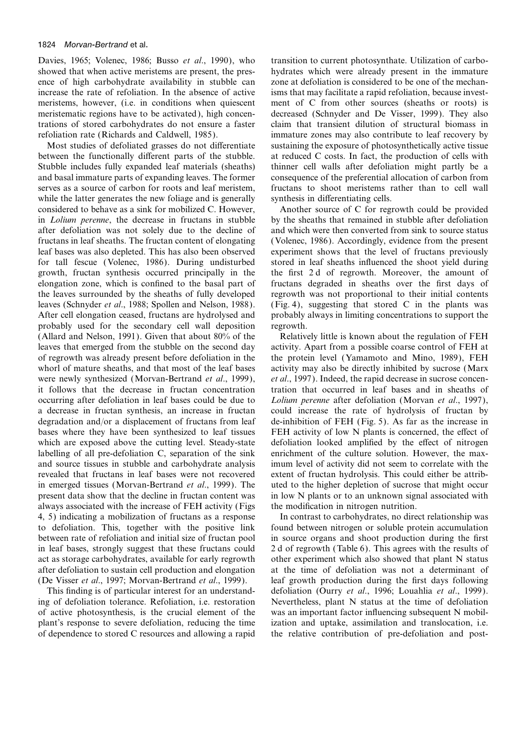Davies, 1965; Volenec, 1986; Busso *et al*., 1990), who showed that when active meristems are present, the presence of high carbohydrate availability in stubble can increase the rate of refoliation. In the absence of active meristems, however, (i.e. in conditions when quiescent meristematic regions have to be activated), high concentrations of stored carbohydrates do not ensure a faster refoliation rate (Richards and Caldwell, 1985).

Most studies of defoliated grasses do not differentiate between the functionally different parts of the stubble. Stubble includes fully expanded leaf materials (sheaths) and basal immature parts of expanding leaves. The former serves as a source of carbon for roots and leaf meristem, while the latter generates the new foliage and is generally considered to behave as a sink for mobilized C. However, in *Lolium perenne*, the decrease in fructans in stubble after defoliation was not solely due to the decline of fructans in leaf sheaths. The fructan content of elongating leaf bases was also depleted. This has also been observed for tall fescue (Volenec, 1986). During undisturbed growth, fructan synthesis occurred principally in the elongation zone, which is confined to the basal part of the leaves surrounded by the sheaths of fully developed leaves (Schnyder *et al*., 1988; Spollen and Nelson, 1988). After cell elongation ceased, fructans are hydrolysed and probably used for the secondary cell wall deposition (Allard and Nelson, 1991). Given that about 80% of the leaves that emerged from the stubble on the second day of regrowth was already present before defoliation in the whorl of mature sheaths, and that most of the leaf bases were newly synthesized (Morvan-Bertrand *et al*., 1999), it follows that the decrease in fructan concentration occurring after defoliation in leaf bases could be due to a decrease in fructan synthesis, an increase in fructan degradation and/or a displacement of fructans from leaf bases where they have been synthesized to leaf tissues which are exposed above the cutting level. Steady-state labelling of all pre-defoliation C, separation of the sink and source tissues in stubble and carbohydrate analysis revealed that fructans in leaf bases were not recovered in emerged tissues (Morvan-Bertrand *et al*., 1999). The present data show that the decline in fructan content was always associated with the increase of FEH activity (Figs 4, 5) indicating a mobilization of fructans as a response to defoliation. This, together with the positive link between rate of refoliation and initial size of fructan pool in leaf bases, strongly suggest that these fructans could act as storage carbohydrates, available for early regrowth after defoliation to sustain cell production and elongation (De Visser *et al*., 1997; Morvan-Bertrand *et al*., 1999).

This finding is of particular interest for an understanding of defoliation tolerance. Refoliation, i.e. restoration of active photosynthesis, is the crucial element of the plant's response to severe defoliation, reducing the time of dependence to stored C resources and allowing a rapid transition to current photosynthate. Utilization of carbohydrates which were already present in the immature zone at defoliation is considered to be one of the mechanisms that may facilitate a rapid refoliation, because investment of C from other sources (sheaths or roots) is decreased (Schnyder and De Visser, 1999). They also claim that transient dilution of structural biomass in immature zones may also contribute to leaf recovery by sustaining the exposure of photosynthetically active tissue at reduced C costs. In fact, the production of cells with thinner cell walls after defoliation might partly be a consequence of the preferential allocation of carbon from fructans to shoot meristems rather than to cell wall synthesis in differentiating cells.

Another source of C for regrowth could be provided by the sheaths that remained in stubble after defoliation and which were then converted from sink to source status (Volenec, 1986). Accordingly, evidence from the present experiment shows that the level of fructans previously stored in leaf sheaths influenced the shoot yield during the first 2 d of regrowth. Moreover, the amount of fructans degraded in sheaths over the first days of regrowth was not proportional to their initial contents (Fig. 4), suggesting that stored C in the plants was probably always in limiting concentrations to support the regrowth.

Relatively little is known about the regulation of FEH activity. Apart from a possible coarse control of FEH at the protein level (Yamamoto and Mino, 1989), FEH activity may also be directly inhibited by sucrose (Marx *et al*., 1997). Indeed, the rapid decrease in sucrose concentration that occurred in leaf bases and in sheaths of *Lolium perenne* after defoliation (Morvan *et al*., 1997), could increase the rate of hydrolysis of fructan by de-inhibition of FEH (Fig. 5). As far as the increase in FEH activity of low N plants is concerned, the effect of defoliation looked amplified by the effect of nitrogen enrichment of the culture solution. However, the maximum level of activity did not seem to correlate with the extent of fructan hydrolysis. This could either be attributed to the higher depletion of sucrose that might occur in low N plants or to an unknown signal associated with the modification in nitrogen nutrition.

In contrast to carbohydrates, no direct relationship was found between nitrogen or soluble protein accumulation in source organs and shoot production during the first 2 d of regrowth (Table 6). This agrees with the results of other experiment which also showed that plant N status at the time of defoliation was not a determinant of leaf growth production during the first days following defoliation (Ourry *et al*., 1996; Louahlia *et al*., 1999). Nevertheless, plant N status at the time of defoliation was an important factor influencing subsequent N mobilization and uptake, assimilation and translocation, i.e. the relative contribution of pre-defoliation and post-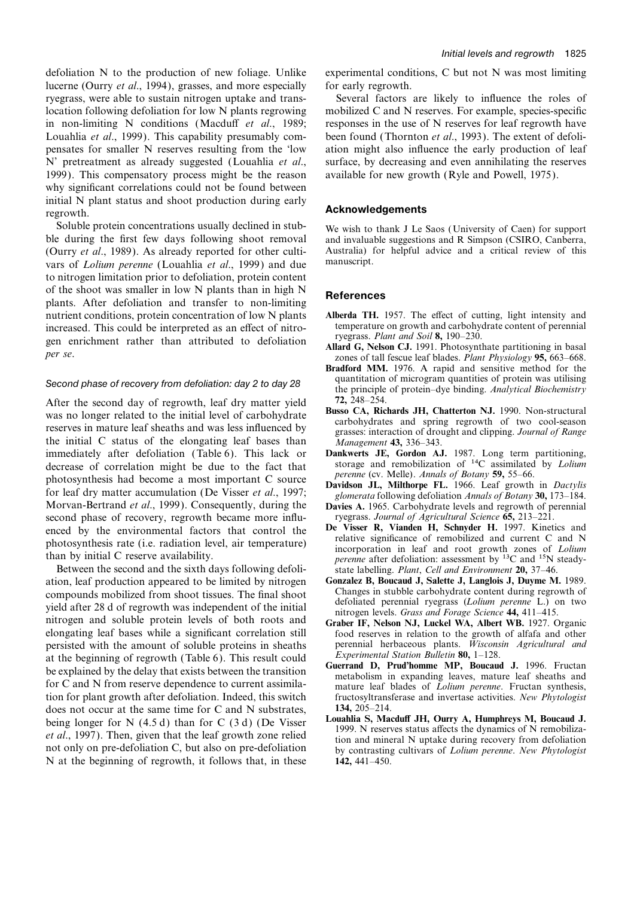defoliation N to the production of new foliage. Unlike lucerne (Ourry *et al*., 1994), grasses, and more especially ryegrass, were able to sustain nitrogen uptake and translocation following defoliation for low N plants regrowing in non-limiting N conditions (Macduff *et al*., 1989; Louahlia *et al*., 1999). This capability presumably compensates for smaller N reserves resulting from the 'low N' pretreatment as already suggested (Louahlia *et al*., 1999). This compensatory process might be the reason why significant correlations could not be found between initial N plant status and shoot production during early regrowth.

Soluble protein concentrations usually declined in stubble during the first few days following shoot removal (Ourry *et al*., 1989). As already reported for other cultivars of *Lolium perenne* (Louahlia *et al*., 1999) and due to nitrogen limitation prior to defoliation, protein content of the shoot was smaller in low N plants than in high N plants. After defoliation and transfer to non-limiting nutrient conditions, protein concentration of low N plants increased. This could be interpreted as an effect of nitrogen enrichment rather than attributed to defoliation *per se*.

### *Second phase of recovery from defoliation: day 2 to day 28*

After the second day of regrowth, leaf dry matter yield was no longer related to the initial level of carbohydrate reserves in mature leaf sheaths and was less influenced by the initial C status of the elongating leaf bases than immediately after defoliation (Table 6). This lack or decrease of correlation might be due to the fact that photosynthesis had become a most important C source for leaf dry matter accumulation (De Visser *et al*., 1997; Morvan-Bertrand *et al*., 1999). Consequently, during the second phase of recovery, regrowth became more influenced by the environmental factors that control the photosynthesis rate (i.e. radiation level, air temperature) than by initial C reserve availability.

Between the second and the sixth days following defoliation, leaf production appeared to be limited by nitrogen compounds mobilized from shoot tissues. The final shoot yield after 28 d of regrowth was independent of the initial nitrogen and soluble protein levels of both roots and elongating leaf bases while a significant correlation still persisted with the amount of soluble proteins in sheaths at the beginning of regrowth (Table 6). This result could be explained by the delay that exists between the transition for C and N from reserve dependence to current assimilation for plant growth after defoliation. Indeed, this switch does not occur at the same time for C and N substrates, being longer for N (4.5 d) than for C (3 d) (De Visser *et al*., 1997). Then, given that the leaf growth zone relied not only on pre-defoliation C, but also on pre-defoliation N at the beginning of regrowth, it follows that, in these experimental conditions, C but not N was most limiting for early regrowth.

Several factors are likely to influence the roles of mobilized C and N reserves. For example, species-specific responses in the use of N reserves for leaf regrowth have been found (Thornton *et al*., 1993). The extent of defoliation might also influence the early production of leaf surface, by decreasing and even annihilating the reserves available for new growth (Ryle and Powell, 1975).

## Acknowledgements

We wish to thank J Le Saos (University of Caen) for support and invaluable suggestions and R Simpson (CSIRO, Canberra, Australia) for helpful advice and a critical review of this manuscript.

## References

**Alberda TH.** 1957. The effect of cutting, light intensity and temperature on growth and carbohydrate content of perennial ryegrass. *Plant and Soil* **8,** 190–230.

**Allard G, Nelson CJ.** 1991. Photosynthate partitioning in basal zones of tall fescue leaf blades. *Plant Physiology* **95,** 663–668.

**Bradford MM.** 1976. A rapid and sensitive method for the quantitation of microgram quantities of protein was utilising the principle of protein–dye binding. *Analytical Biochemistry* **72,** 248–254.

**Busso CA, Richards JH, Chatterton NJ.** 1990. Non-structural carbohydrates and spring regrowth of two cool-season grasses: interaction of drought and clipping. *Journal of Range Management* **43,** 336–343.

**Dankwerts JE, Gordon AJ.** 1987. Long term partitioning, storage and remobilization of $^{14}$C assimilated by *Lolium perenne* (cv. Melle). *Annals of Botany* **59,** 55–66.

**Davidson JL, Milthorpe FL.** 1966. Leaf growth in *Dactylis glomerata* following defoliation *Annals of Botany* **30,** 173–184.

**Davies A.** 1965. Carbohydrate levels and regrowth of perennial ryegrass. *Journal of Agricultural Science* **65,** 213–221.

**De Visser R, Vianden H, Schnyder H.** 1997. Kinetics and relative significance of remobilized and current C and N incorporation in leaf and root growth zones of *Lolium perenne* after defoliation: assessment by $^{13}$C and $^{15}$N steady-state labelling. *Plant, Cell and Environment* **20,** 37–46.

**Gonzalez B, Boucaud J, Salette J, Langlois J, Duyme M.** 1989. Changes in stubble carbohydrate content during regrowth of defoliated perennial ryegrass (*Lolium perenne* L.) on two nitrogen levels. *Grass and Forage Science* **44,** 411–415.

**Graber IF, Nelson NJ, Luckel WA, Albert WB.** 1927. Organic food reserves in relation to the growth of alfafa and other perennial herbaceous plants. *Wisconsin Agricultural and Experimental Station Bulletin* **80,** 1–128.

**Guerrand D, Prud'homme MP, Boucaud J.** 1996. Fructan metabolism in expanding leaves, mature leaf sheaths and mature leaf blades of *Lolium perenne*. Fructan synthesis, fructosyltransferase and invertase activities. *New Phytologist* **134,** 205–214.

**Louahlia S, Macduff JH, Ourry A, Humphreys M, Boucaud J.** 1999. N reserves status affects the dynamics of N remobilization and mineral N uptake during recovery from defoliation by contrasting cultivars of *Lolium perenne*. *New Phytologist* **142,** 441–450.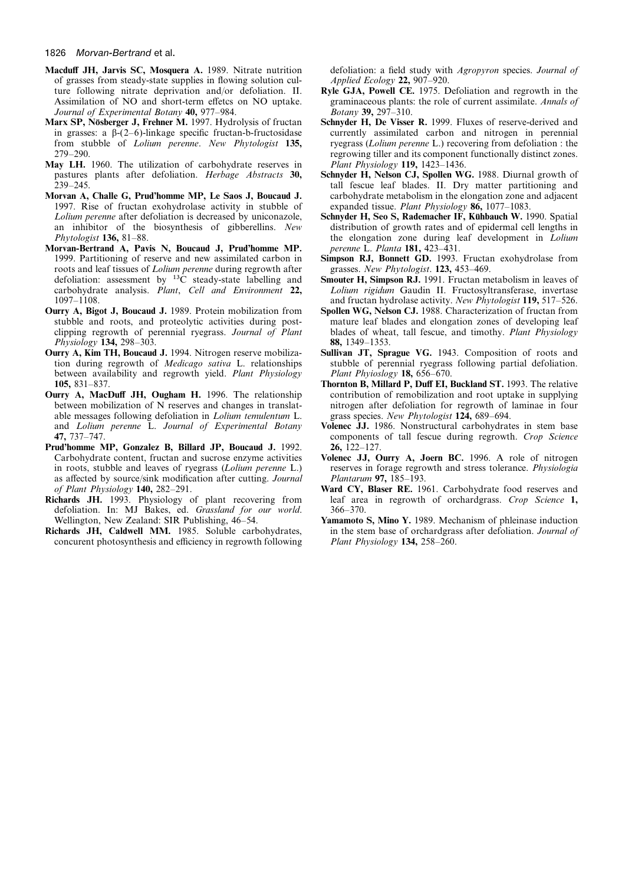**Macduff JH, Jarvis SC, Mosquera A.** 1989. Nitrate nutrition of grasses from steady-state supplies in flowing solution culture following nitrate deprivation and/or defoliation. II. Assimilation of NO and short-term effetcs on NO uptake. *Journal of Experimental Botany* **40,** 977–984.

**Marx SP, Nösberger J, Frehner M.** 1997. Hydrolysis of fructan in grasses: a β-(2–6)-linkage specific fructan-b-fructosidase from stubble of *Lolium perenne*. *New Phytologist* **135,** 279–290.

**May LH.** 1960. The utilization of carbohydrate reserves in pastures plants after defoliation. *Herbage Abstracts* **30,** 239–245.

**Morvan A, Challe G, Prud'homme MP, Le Saos J, Boucaud J.** 1997. Rise of fructan exohydrolase activity in stubble of *Lolium perenne* after defoliation is decreased by uniconazole, an inhibitor of the biosynthesis of gibberellins. *New Phytologist* **136,** 81–88.

**Morvan-Bertrand A, Pavis N, Boucaud J, Prud'homme MP.** 1999. Partitioning of reserve and new assimilated carbon in roots and leaf tissues of *Lolium perenne* during regrowth after defoliation: assessment by $^{13}C$ steady-state labelling and carbohydrate analysis. *Plant, Cell and Environment* **22,** 1097–1108.

**Ourry A, Bigot J, Boucaud J.** 1989. Protein mobilization from stubble and roots, and proteolytic activities during post-clipping regrowth of perennial ryegrass. *Journal of Plant Physiology* **134,** 298–303.

**Ourry A, Kim TH, Boucaud J.** 1994. Nitrogen reserve mobilization during regrowth of *Medicago sativa* L. relationships between availability and regrowth yield. *Plant Physiology* **105,** 831–837.

**Ourry A, MacDuff JH, Ougham H.** 1996. The relationship between mobilization of N reserves and changes in translatable messages following defoliation in *Lolium temulentum* L. and *Lolium perenne* L. *Journal of Experimental Botany* **47,** 737–747.

**Prud'homme MP, Gonzalez B, Billard JP, Boucaud J.** 1992. Carbohydrate content, fructan and sucrose enzyme activities in roots, stubble and leaves of ryegrass (*Lolium perenne* L.) as affected by source/sink modification after cutting. *Journal of Plant Physiology* **140,** 282–291.

**Richards JH.** 1993. Physiology of plant recovering from defoliation. In: MJ Bakes, ed. *Grassland for our world*. Wellington, New Zealand: SIR Publishing, 46–54.

**Richards JH, Caldwell MM.** 1985. Soluble carbohydrates, concurent photosynthesis and efficiency in regrowth following defoliation: a field study with *Agropyron* species. *Journal of Applied Ecology* **22,** 907–920.

**Ryle GJA, Powell CE.** 1975. Defoliation and regrowth in the graminaceous plants: the role of current assimilate. *Annals of Botany* **39,** 297–310.

**Schnyder H, De Visser R.** 1999. Fluxes of reserve-derived and currently assimilated carbon and nitrogen in perennial ryegrass (*Lolium perenne* L.) recovering from defoliation : the regrowing tiller and its component functionally distinct zones. *Plant Physiology* **119,** 1423–1436.

**Schnyder H, Nelson CJ, Spollen WG.** 1988. Diurnal growth of tall fescue leaf blades. II. Dry matter partitioning and carbohydrate metabolism in the elongation zone and adjacent expanded tissue. *Plant Physiology* **86,** 1077–1083.

**Schnyder H, Seo S, Rademacher IF, Kühbauch W.** 1990. Spatial distribution of growth rates and of epidermal cell lengths in the elongation zone during leaf development in *Lolium perenne* L. *Planta* **181,** 423–431.

**Simpson RJ, Bonnett GD.** 1993. Fructan exohydrolase from grasses. *New Phytologist*. **123,** 453–469.

**Smouter H, Simpson RJ.** 1991. Fructan metabolism in leaves of *Lolium rigidum* Gaudin II. Fructosyltransferase, invertase and fructan hydrolase activity. *New Phytologist* **119,** 517–526.

**Spollen WG, Nelson CJ.** 1988. Characterization of fructan from mature leaf blades and elongation zones of developing leaf blades of wheat, tall fescue, and timothy. *Plant Physiology* **88,** 1349–1353.

**Sullivan JT, Sprague VG.** 1943. Composition of roots and stubble of perennial ryegrass following partial defoliation. *Plant Phyioslogy* **18,** 656–670.

**Thornton B, Millard P, Duff EI, Buckland ST.** 1993. The relative contribution of remobilization and root uptake in supplying nitrogen after defoliation for regrowth of laminae in four grass species. *New Phytologist* **124,** 689–694.

**Volenec JJ.** 1986. Nonstructural carbohydrates in stem base components of tall fescue during regrowth. *Crop Science* **26,** 122–127.

**Volenec JJ, Ourry A, Joern BC.** 1996. A role of nitrogen reserves in forage regrowth and stress tolerance. *Physiologia Plantarum* **97,** 185–193.

**Ward CY, Blaser RE.** 1961. Carbohydrate food reserves and leaf area in regrowth of orchardgrass. *Crop Science* **1,** 366–370.

**Yamamoto S, Mino Y.** 1989. Mechanism of phleinase induction in the stem base of orchardgrass after defoliation. *Journal of Plant Physiology* **134,** 258–260.